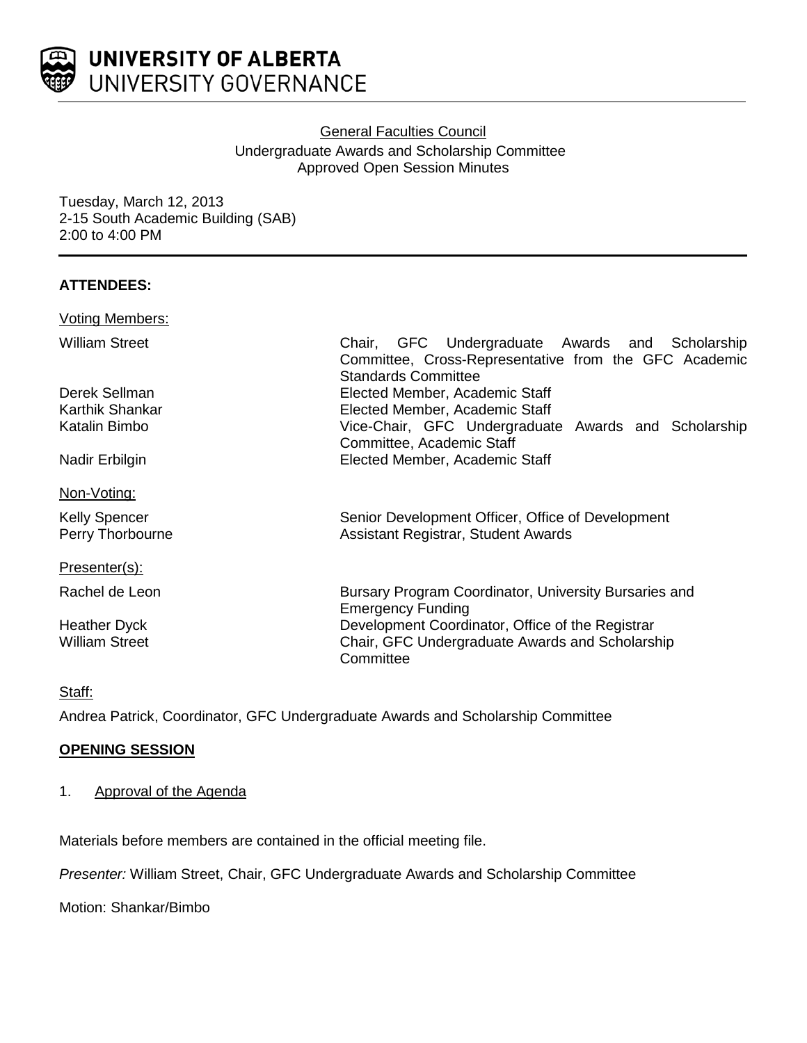UNIVERSITY OF ALBERTA
UNIVERSITY GOVERNANCE

General Faculties Council
Undergraduate Awards and Scholarship Committee
Approved Open Session Minutes

Tuesday, March 12, 2013
2-15 South Academic Building (SAB)
2:00 to 4:00 PM

**ATTENDEES:**

Voting Members:

| | |
|---|---|
| William Street | Chair, GFC Undergraduate Awards and Scholarship Committee, Cross-Representative from the GFC Academic Standards Committee |
| Derek Sellman | Elected Member, Academic Staff |
| Karthik Shankar | Elected Member, Academic Staff |
| Katalin Bimbo | Vice-Chair, GFC Undergraduate Awards and Scholarship Committee, Academic Staff |
| Nadir Erbilgin | Elected Member, Academic Staff |

Non-Voting:

| | |
|---|---|
| Kelly Spencer | Senior Development Officer, Office of Development |
| Perry Thorbourne | Assistant Registrar, Student Awards |

Presenter(s):

| | |
|---|---|
| Rachel de Leon | Bursary Program Coordinator, University Bursaries and Emergency Funding |
| Heather Dyck | Development Coordinator, Office of the Registrar |
| William Street | Chair, GFC Undergraduate Awards and Scholarship Committee |

Staff:

Andrea Patrick, Coordinator, GFC Undergraduate Awards and Scholarship Committee

**OPENING SESSION**

1. Approval of the Agenda

Materials before members are contained in the official meeting file.

*Presenter:* William Street, Chair, GFC Undergraduate Awards and Scholarship Committee

Motion: Shankar/Bimbo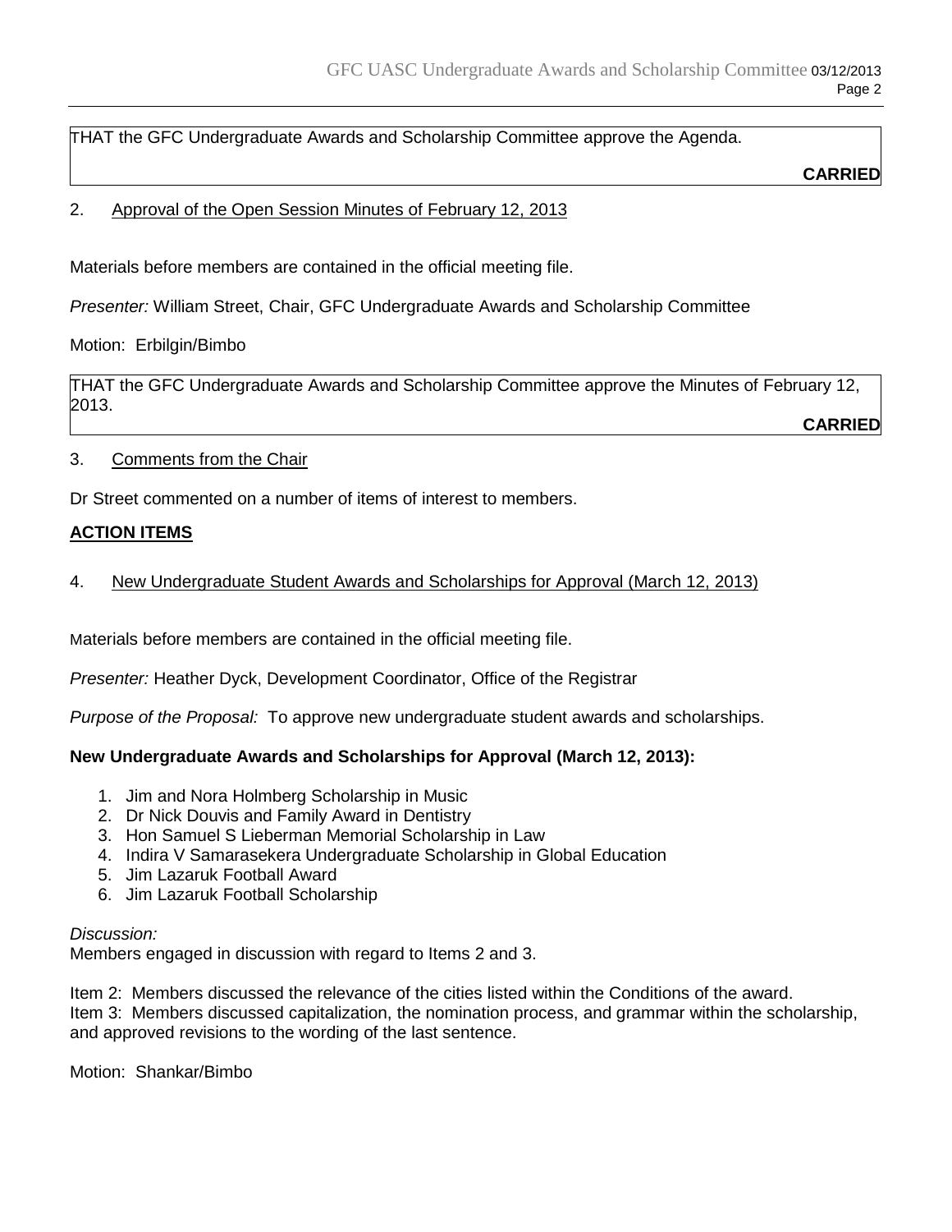THAT the GFC Undergraduate Awards and Scholarship Committee approve the Agenda.

**CARRIED**

2. Approval of the Open Session Minutes of February 12, 2013

Materials before members are contained in the official meeting file.

*Presenter:* William Street, Chair, GFC Undergraduate Awards and Scholarship Committee

Motion: Erbilgin/Bimbo

THAT the GFC Undergraduate Awards and Scholarship Committee approve the Minutes of February 12, 2013.

**CARRIED**

3. Comments from the Chair

Dr Street commented on a number of items of interest to members.

**ACTION ITEMS**

4. New Undergraduate Student Awards and Scholarships for Approval (March 12, 2013)

Materials before members are contained in the official meeting file.

*Presenter:* Heather Dyck, Development Coordinator, Office of the Registrar

*Purpose of the Proposal:* To approve new undergraduate student awards and scholarships.

**New Undergraduate Awards and Scholarships for Approval (March 12, 2013):**

1. Jim and Nora Holmberg Scholarship in Music
2. Dr Nick Douvis and Family Award in Dentistry
3. Hon Samuel S Lieberman Memorial Scholarship in Law
4. Indira V Samarasekera Undergraduate Scholarship in Global Education
5. Jim Lazaruk Football Award
6. Jim Lazaruk Football Scholarship

*Discussion:*
Members engaged in discussion with regard to Items 2 and 3.

Item 2: Members discussed the relevance of the cities listed within the Conditions of the award.
Item 3: Members discussed capitalization, the nomination process, and grammar within the scholarship, and approved revisions to the wording of the last sentence.

Motion: Shankar/Bimbo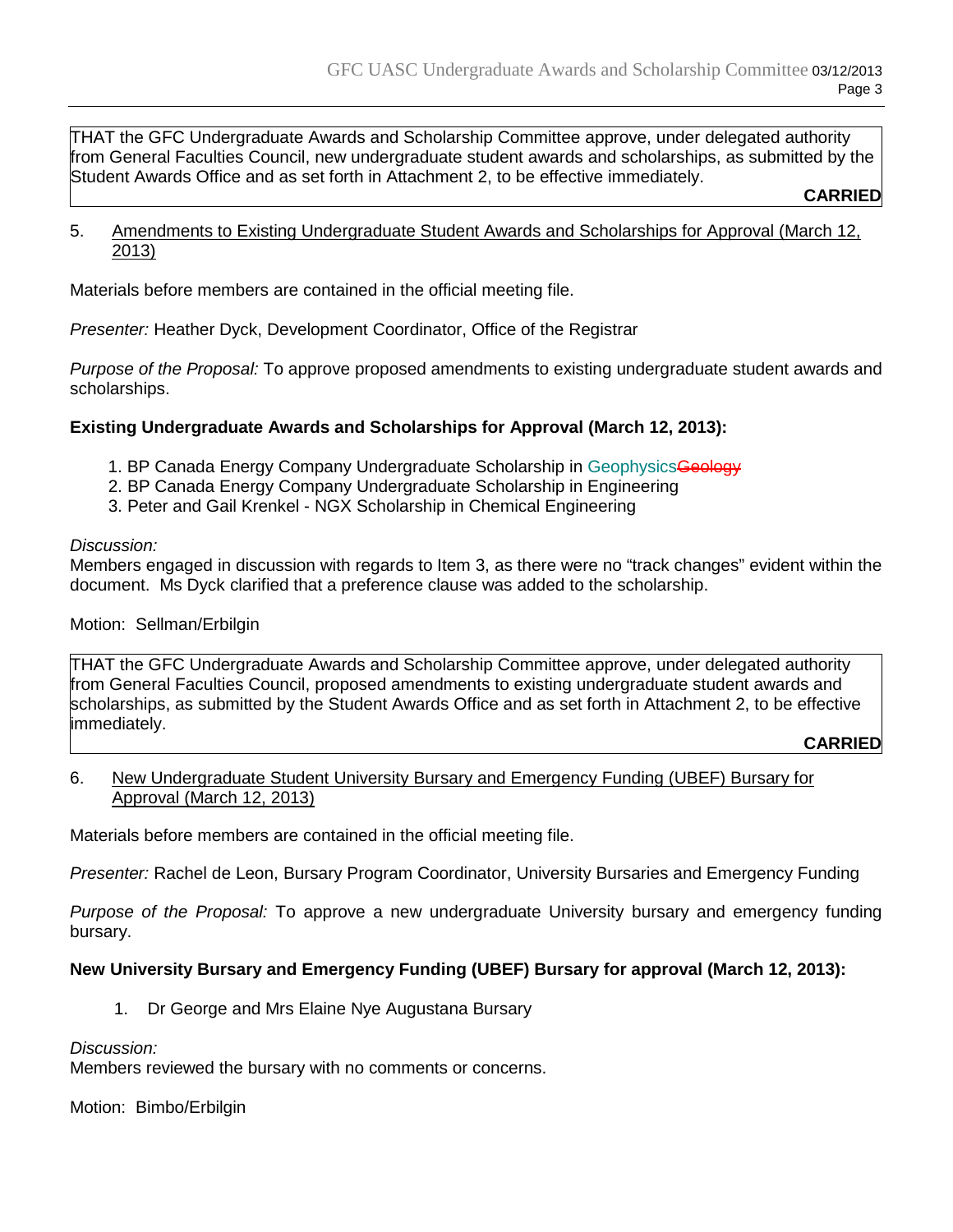THAT the GFC Undergraduate Awards and Scholarship Committee approve, under delegated authority from General Faculties Council, new undergraduate student awards and scholarships, as submitted by the Student Awards Office and as set forth in Attachment 2, to be effective immediately.

**CARRIED**

5. Amendments to Existing Undergraduate Student Awards and Scholarships for Approval (March 12, 2013)

Materials before members are contained in the official meeting file.

*Presenter:* Heather Dyck, Development Coordinator, Office of the Registrar

*Purpose of the Proposal:* To approve proposed amendments to existing undergraduate student awards and scholarships.

**Existing Undergraduate Awards and Scholarships for Approval (March 12, 2013):**

1. BP Canada Energy Company Undergraduate Scholarship in Geophysics~~Geology~~
2. BP Canada Energy Company Undergraduate Scholarship in Engineering
3. Peter and Gail Krenkel - NGX Scholarship in Chemical Engineering

*Discussion:*
Members engaged in discussion with regards to Item 3, as there were no "track changes" evident within the document. Ms Dyck clarified that a preference clause was added to the scholarship.

Motion: Sellman/Erbilgin

THAT the GFC Undergraduate Awards and Scholarship Committee approve, under delegated authority from General Faculties Council, proposed amendments to existing undergraduate student awards and scholarships, as submitted by the Student Awards Office and as set forth in Attachment 2, to be effective immediately.

**CARRIED**

6. New Undergraduate Student University Bursary and Emergency Funding (UBEF) Bursary for Approval (March 12, 2013)

Materials before members are contained in the official meeting file.

*Presenter:* Rachel de Leon, Bursary Program Coordinator, University Bursaries and Emergency Funding

*Purpose of the Proposal:* To approve a new undergraduate University bursary and emergency funding bursary.

**New University Bursary and Emergency Funding (UBEF) Bursary for approval (March 12, 2013):**

1. Dr George and Mrs Elaine Nye Augustana Bursary

*Discussion:*
Members reviewed the bursary with no comments or concerns.

Motion: Bimbo/Erbilgin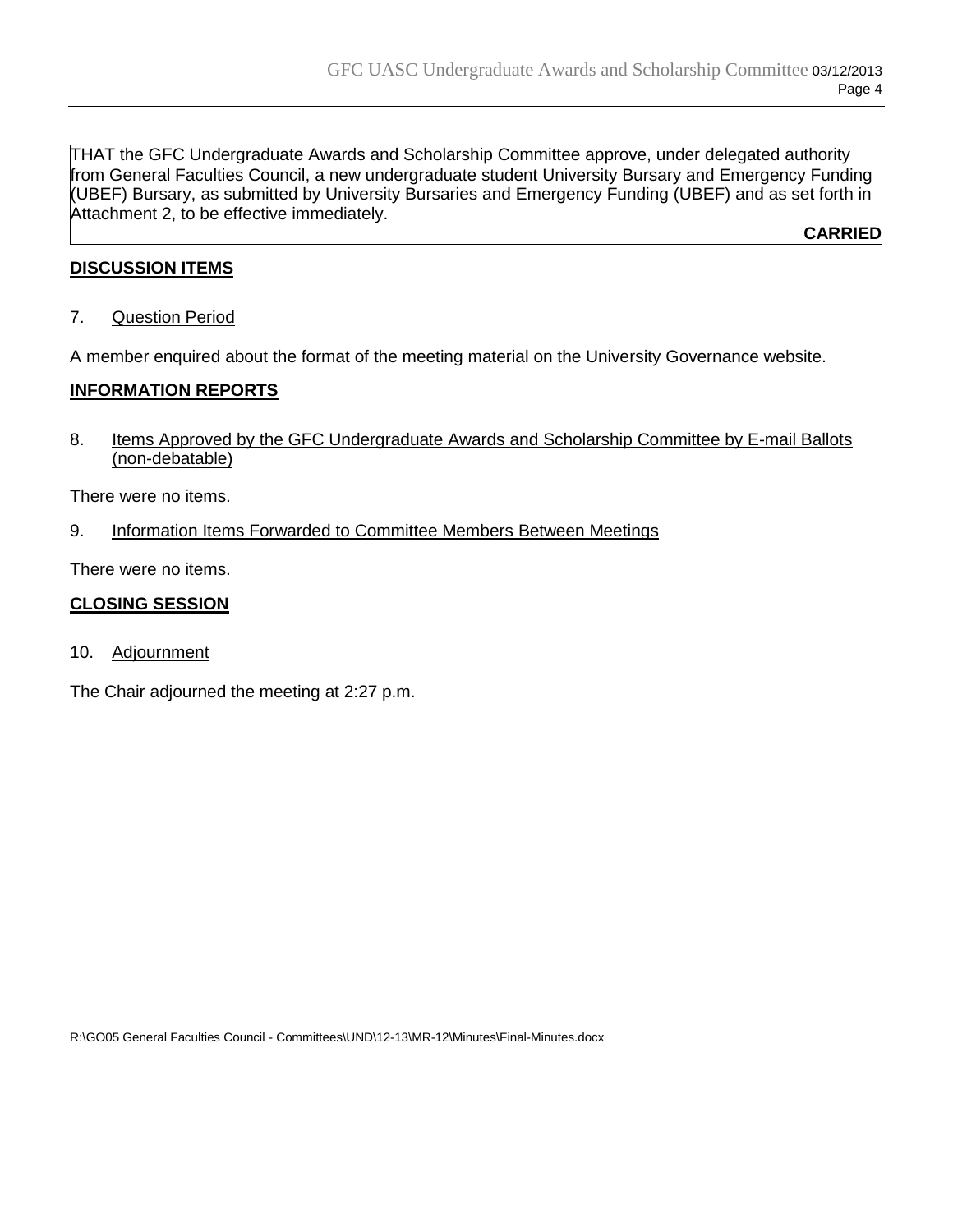THAT the GFC Undergraduate Awards and Scholarship Committee approve, under delegated authority from General Faculties Council, a new undergraduate student University Bursary and Emergency Funding (UBEF) Bursary, as submitted by University Bursaries and Emergency Funding (UBEF) and as set forth in Attachment 2, to be effective immediately.

**CARRIED**

## DISCUSSION ITEMS

7. Question Period

A member enquired about the format of the meeting material on the University Governance website.

## INFORMATION REPORTS

8. Items Approved by the GFC Undergraduate Awards and Scholarship Committee by E-mail Ballots (non-debatable)

There were no items.

9. Information Items Forwarded to Committee Members Between Meetings

There were no items.

## CLOSING SESSION

10. Adjournment

The Chair adjourned the meeting at 2:27 p.m.

R:\GO05 General Faculties Council - Committees\UND\12-13\MR-12\Minutes\Final-Minutes.docx